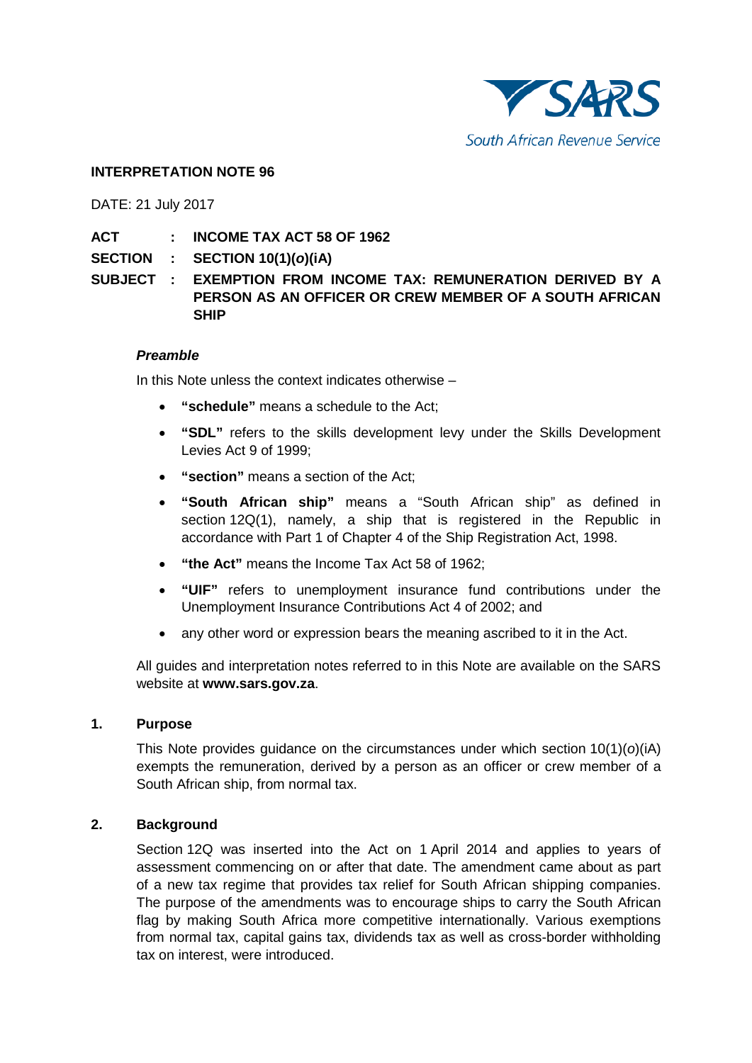SARS
South African Revenue Service

**INTERPRETATION NOTE 96**

DATE: 21 July 2017

**ACT : INCOME TAX ACT 58 OF 1962**

**SECTION : SECTION 10(1)(*o*)(iA)**

**SUBJECT : EXEMPTION FROM INCOME TAX: REMUNERATION DERIVED BY A PERSON AS AN OFFICER OR CREW MEMBER OF A SOUTH AFRICAN SHIP**

***Preamble***

In this Note unless the context indicates otherwise –

- **"schedule"** means a schedule to the Act;
- **"SDL"** refers to the skills development levy under the Skills Development Levies Act 9 of 1999;
- **"section"** means a section of the Act;
- **"South African ship"** means a "South African ship" as defined in section 12Q(1), namely, a ship that is registered in the Republic in accordance with Part 1 of Chapter 4 of the Ship Registration Act, 1998.
- **"the Act"** means the Income Tax Act 58 of 1962;
- **"UIF"** refers to unemployment insurance fund contributions under the Unemployment Insurance Contributions Act 4 of 2002; and
- any other word or expression bears the meaning ascribed to it in the Act.

All guides and interpretation notes referred to in this Note are available on the SARS website at **www.sars.gov.za**.

## 1. Purpose

This Note provides guidance on the circumstances under which section 10(1)(*o*)(iA) exempts the remuneration, derived by a person as an officer or crew member of a South African ship, from normal tax.

## 2. Background

Section 12Q was inserted into the Act on 1 April 2014 and applies to years of assessment commencing on or after that date. The amendment came about as part of a new tax regime that provides tax relief for South African shipping companies. The purpose of the amendments was to encourage ships to carry the South African flag by making South Africa more competitive internationally. Various exemptions from normal tax, capital gains tax, dividends tax as well as cross-border withholding tax on interest, were introduced.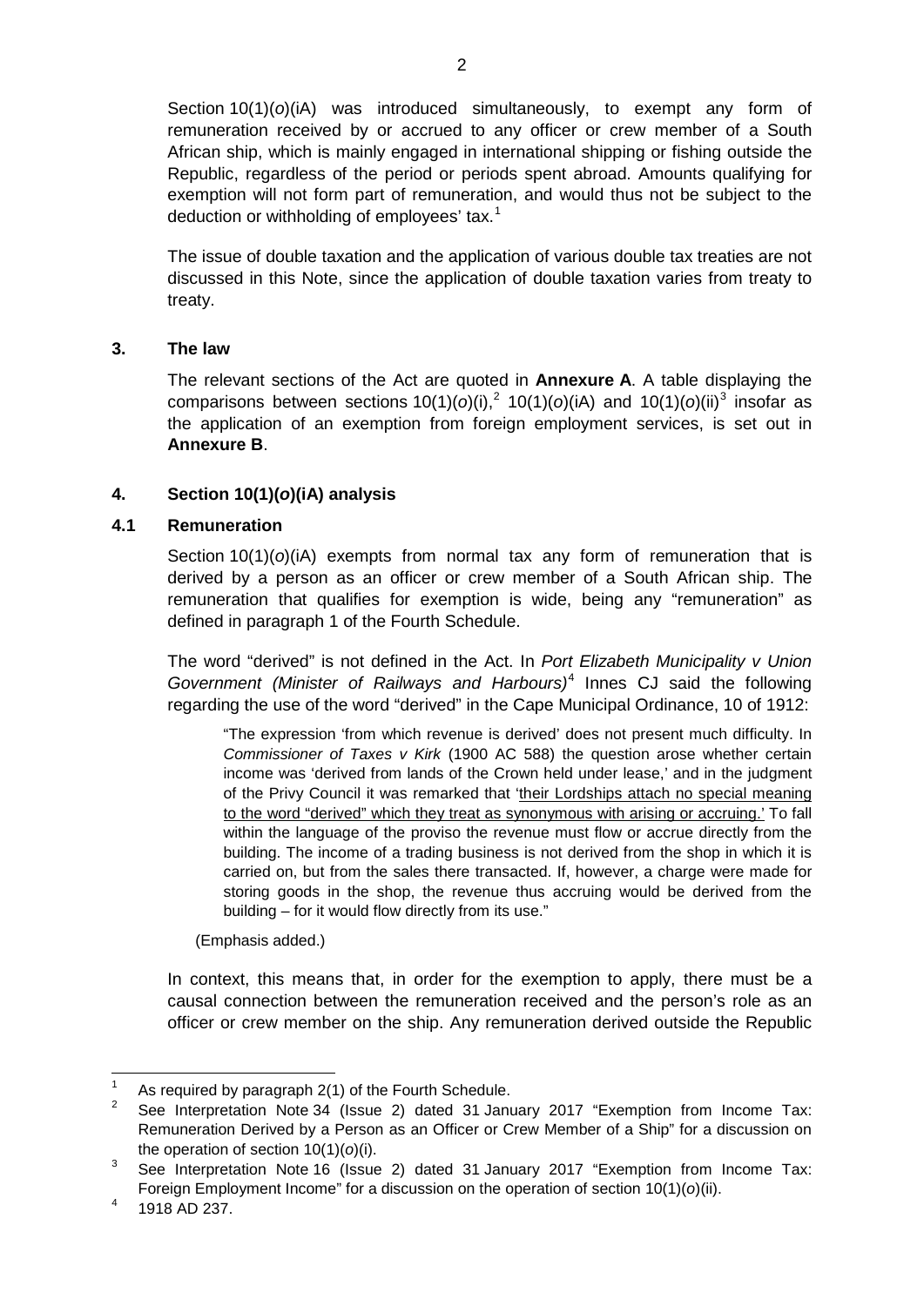Section 10(1)(*o*)(iA) was introduced simultaneously, to exempt any form of remuneration received by or accrued to any officer or crew member of a South African ship, which is mainly engaged in international shipping or fishing outside the Republic, regardless of the period or periods spent abroad. Amounts qualifying for exemption will not form part of remuneration, and would thus not be subject to the deduction or withholding of employees' tax.[1]

The issue of double taxation and the application of various double tax treaties are not discussed in this Note, since the application of double taxation varies from treaty to treaty.

## 3. The law

The relevant sections of the Act are quoted in **Annexure A**. A table displaying the comparisons between sections 10(1)(*o*)(i),[2] 10(1)(*o*)(iA) and 10(1)(*o*)(ii)[3] insofar as the application of an exemption from foreign employment services, is set out in **Annexure B**.

## 4. Section 10(1)(*o*)(iA) analysis

### 4.1 Remuneration

Section 10(1)(*o*)(iA) exempts from normal tax any form of remuneration that is derived by a person as an officer or crew member of a South African ship. The remuneration that qualifies for exemption is wide, being any "remuneration" as defined in paragraph 1 of the Fourth Schedule.

The word "derived" is not defined in the Act. In *Port Elizabeth Municipality v Union Government (Minister of Railways and Harbours)*[4] Innes CJ said the following regarding the use of the word "derived" in the Cape Municipal Ordinance, 10 of 1912:

> "The expression 'from which revenue is derived' does not present much difficulty. In *Commissioner of Taxes v Kirk* (1900 AC 588) the question arose whether certain income was 'derived from lands of the Crown held under lease,' and in the judgment of the Privy Council it was remarked that 'their Lordships attach no special meaning to the word "derived" which they treat as synonymous with arising or accruing.' To fall within the language of the proviso the revenue must flow or accrue directly from the building. The income of a trading business is not derived from the shop in which it is carried on, but from the sales there transacted. If, however, a charge were made for storing goods in the shop, the revenue thus accruing would be derived from the building – for it would flow directly from its use."

(Emphasis added.)

In context, this means that, in order for the exemption to apply, there must be a causal connection between the remuneration received and the person's role as an officer or crew member on the ship. Any remuneration derived outside the Republic

---

[1] As required by paragraph 2(1) of the Fourth Schedule.

[2] See Interpretation Note 34 (Issue 2) dated 31 January 2017 "Exemption from Income Tax: Remuneration Derived by a Person as an Officer or Crew Member of a Ship" for a discussion on the operation of section 10(1)(*o*)(i).

[3] See Interpretation Note 16 (Issue 2) dated 31 January 2017 "Exemption from Income Tax: Foreign Employment Income" for a discussion on the operation of section 10(1)(*o*)(ii).

[4] 1918 AD 237.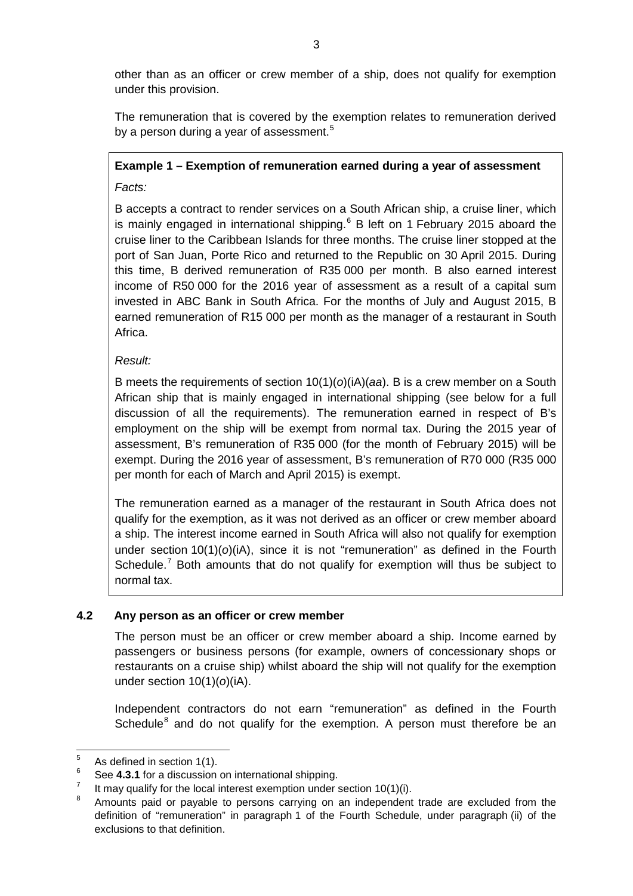other than as an officer or crew member of a ship, does not qualify for exemption under this provision.

The remuneration that is covered by the exemption relates to remuneration derived by a person during a year of assessment.[5]

> **Example 1 – Exemption of remuneration earned during a year of assessment**
>
> *Facts:*
>
> B accepts a contract to render services on a South African ship, a cruise liner, which is mainly engaged in international shipping.[6] B left on 1 February 2015 aboard the cruise liner to the Caribbean Islands for three months. The cruise liner stopped at the port of San Juan, Porte Rico and returned to the Republic on 30 April 2015. During this time, B derived remuneration of R35 000 per month. B also earned interest income of R50 000 for the 2016 year of assessment as a result of a capital sum invested in ABC Bank in South Africa. For the months of July and August 2015, B earned remuneration of R15 000 per month as the manager of a restaurant in South Africa.
>
> *Result:*
>
> B meets the requirements of section 10(1)(*o*)(iA)(*aa*). B is a crew member on a South African ship that is mainly engaged in international shipping (see below for a full discussion of all the requirements). The remuneration earned in respect of B's employment on the ship will be exempt from normal tax. During the 2015 year of assessment, B's remuneration of R35 000 (for the month of February 2015) will be exempt. During the 2016 year of assessment, B's remuneration of R70 000 (R35 000 per month for each of March and April 2015) is exempt.
>
> The remuneration earned as a manager of the restaurant in South Africa does not qualify for the exemption, as it was not derived as an officer or crew member aboard a ship. The interest income earned in South Africa will also not qualify for exemption under section 10(1)(*o*)(iA), since it is not "remuneration" as defined in the Fourth Schedule.[7] Both amounts that do not qualify for exemption will thus be subject to normal tax.

### 4.2 Any person as an officer or crew member

The person must be an officer or crew member aboard a ship. Income earned by passengers or business persons (for example, owners of concessionary shops or restaurants on a cruise ship) whilst aboard the ship will not qualify for the exemption under section 10(1)(*o*)(iA).

Independent contractors do not earn "remuneration" as defined in the Fourth Schedule[8] and do not qualify for the exemption. A person must therefore be an

---

[5] As defined in section 1(1).

[6] See **4.3.1** for a discussion on international shipping.

[7] It may qualify for the local interest exemption under section 10(1)(i).

[8] Amounts paid or payable to persons carrying on an independent trade are excluded from the definition of "remuneration" in paragraph 1 of the Fourth Schedule, under paragraph (ii) of the exclusions to that definition.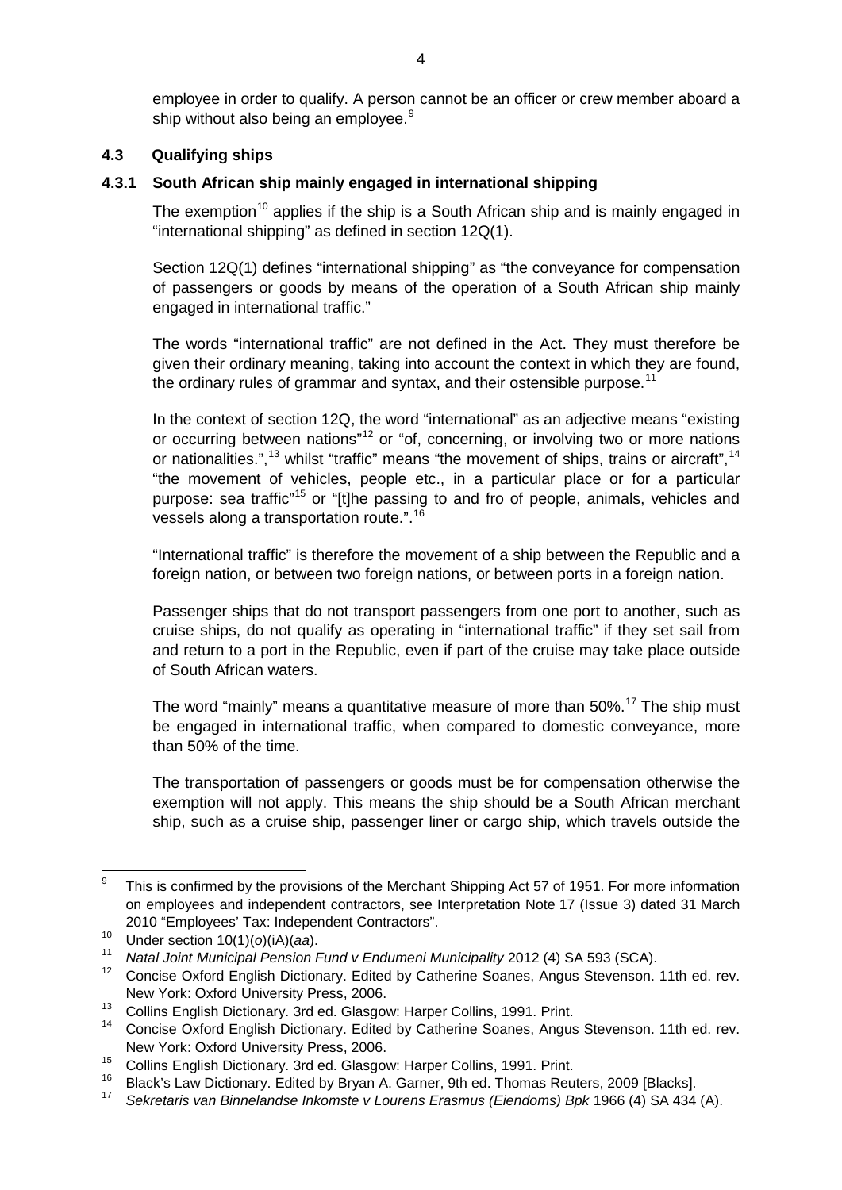employee in order to qualify. A person cannot be an officer or crew member aboard a ship without also being an employee.[9]

### 4.3 Qualifying ships

#### 4.3.1 South African ship mainly engaged in international shipping

The exemption[10] applies if the ship is a South African ship and is mainly engaged in "international shipping" as defined in section 12Q(1).

Section 12Q(1) defines "international shipping" as "the conveyance for compensation of passengers or goods by means of the operation of a South African ship mainly engaged in international traffic."

The words "international traffic" are not defined in the Act. They must therefore be given their ordinary meaning, taking into account the context in which they are found, the ordinary rules of grammar and syntax, and their ostensible purpose.[11]

In the context of section 12Q, the word "international" as an adjective means "existing or occurring between nations"[12] or "of, concerning, or involving two or more nations or nationalities.",[13] whilst "traffic" means "the movement of ships, trains or aircraft",[14] "the movement of vehicles, people etc., in a particular place or for a particular purpose: sea traffic"[15] or "[t]he passing to and fro of people, animals, vehicles and vessels along a transportation route.".[16]

"International traffic" is therefore the movement of a ship between the Republic and a foreign nation, or between two foreign nations, or between ports in a foreign nation.

Passenger ships that do not transport passengers from one port to another, such as cruise ships, do not qualify as operating in "international traffic" if they set sail from and return to a port in the Republic, even if part of the cruise may take place outside of South African waters.

The word "mainly" means a quantitative measure of more than 50%.[17] The ship must be engaged in international traffic, when compared to domestic conveyance, more than 50% of the time.

The transportation of passengers or goods must be for compensation otherwise the exemption will not apply. This means the ship should be a South African merchant ship, such as a cruise ship, passenger liner or cargo ship, which travels outside the

---

[9] This is confirmed by the provisions of the Merchant Shipping Act 57 of 1951. For more information on employees and independent contractors, see Interpretation Note 17 (Issue 3) dated 31 March 2010 "Employees' Tax: Independent Contractors".

[10] Under section 10(1)(*o*)(iA)(*aa*).

[11] *Natal Joint Municipal Pension Fund v Endumeni Municipality* 2012 (4) SA 593 (SCA).

[12] Concise Oxford English Dictionary. Edited by Catherine Soanes, Angus Stevenson. 11th ed. rev. New York: Oxford University Press, 2006.

[13] Collins English Dictionary. 3rd ed. Glasgow: Harper Collins, 1991. Print.

[14] Concise Oxford English Dictionary. Edited by Catherine Soanes, Angus Stevenson. 11th ed. rev. New York: Oxford University Press, 2006.

[15] Collins English Dictionary. 3rd ed. Glasgow: Harper Collins, 1991. Print.

[16] Black's Law Dictionary. Edited by Bryan A. Garner, 9th ed. Thomas Reuters, 2009 [Blacks].

[17] *Sekretaris van Binnelandse Inkomste v Lourens Erasmus (Eiendoms) Bpk* 1966 (4) SA 434 (A).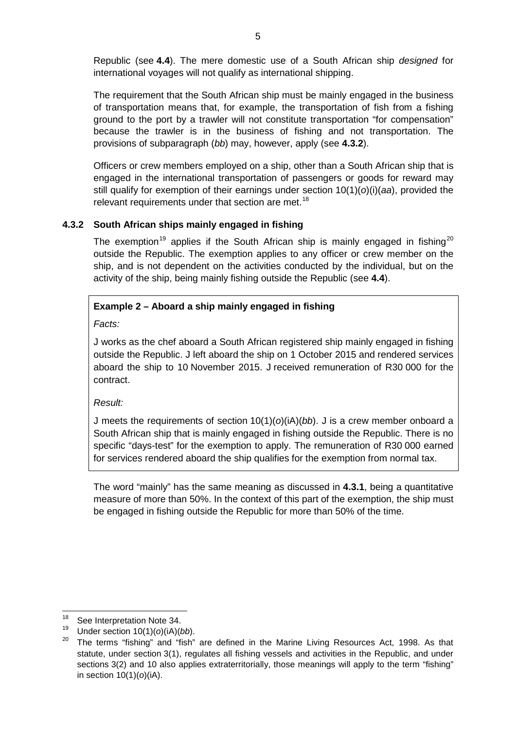Republic (see **4.4**). The mere domestic use of a South African ship *designed* for international voyages will not qualify as international shipping.

The requirement that the South African ship must be mainly engaged in the business of transportation means that, for example, the transportation of fish from a fishing ground to the port by a trawler will not constitute transportation "for compensation" because the trawler is in the business of fishing and not transportation. The provisions of subparagraph (*bb*) may, however, apply (see **4.3.2**).

Officers or crew members employed on a ship, other than a South African ship that is engaged in the international transportation of passengers or goods for reward may still qualify for exemption of their earnings under section 10(1)(*o*)(i)(*aa*), provided the relevant requirements under that section are met.[18]

### 4.3.2 South African ships mainly engaged in fishing

The exemption[19] applies if the South African ship is mainly engaged in fishing[20] outside the Republic. The exemption applies to any officer or crew member on the ship, and is not dependent on the activities conducted by the individual, but on the activity of the ship, being mainly fishing outside the Republic (see **4.4**).

**Example 2 – Aboard a ship mainly engaged in fishing**

*Facts:*

J works as the chef aboard a South African registered ship mainly engaged in fishing outside the Republic. J left aboard the ship on 1 October 2015 and rendered services aboard the ship to 10 November 2015. J received remuneration of R30 000 for the contract.

*Result:*

J meets the requirements of section 10(1)(*o*)(iA)(*bb*). J is a crew member onboard a South African ship that is mainly engaged in fishing outside the Republic. There is no specific "days-test" for the exemption to apply. The remuneration of R30 000 earned for services rendered aboard the ship qualifies for the exemption from normal tax.

The word "mainly" has the same meaning as discussed in **4.3.1**, being a quantitative measure of more than 50%. In the context of this part of the exemption, the ship must be engaged in fishing outside the Republic for more than 50% of the time.

---

[18] See Interpretation Note 34.

[19] Under section 10(1)(*o*)(iA)(*bb*).

[20] The terms "fishing" and "fish" are defined in the Marine Living Resources Act, 1998. As that statute, under section 3(1), regulates all fishing vessels and activities in the Republic, and under sections 3(2) and 10 also applies extraterritorially, those meanings will apply to the term "fishing" in section 10(1)(*o*)(iA).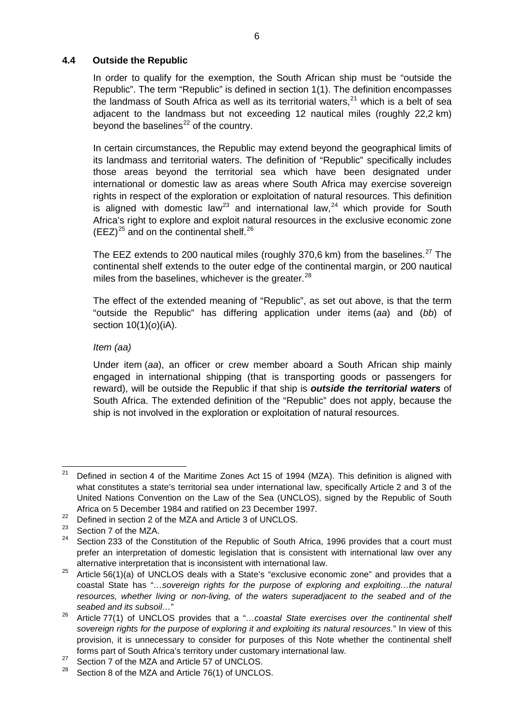### 4.4 Outside the Republic

In order to qualify for the exemption, the South African ship must be "outside the Republic". The term "Republic" is defined in section 1(1). The definition encompasses the landmass of South Africa as well as its territorial waters,[21] which is a belt of sea adjacent to the landmass but not exceeding 12 nautical miles (roughly 22,2 km) beyond the baselines[22] of the country.

In certain circumstances, the Republic may extend beyond the geographical limits of its landmass and territorial waters. The definition of "Republic" specifically includes those areas beyond the territorial sea which have been designated under international or domestic law as areas where South Africa may exercise sovereign rights in respect of the exploration or exploitation of natural resources. This definition is aligned with domestic law[23] and international law,[24] which provide for South Africa's right to explore and exploit natural resources in the exclusive economic zone (EEZ)[25] and on the continental shelf.[26]

The EEZ extends to 200 nautical miles (roughly 370,6 km) from the baselines.[27] The continental shelf extends to the outer edge of the continental margin, or 200 nautical miles from the baselines, whichever is the greater.[28]

The effect of the extended meaning of "Republic", as set out above, is that the term "outside the Republic" has differing application under items (*aa*) and (*bb*) of section 10(1)(*o*)(iA).

*Item (aa)*

Under item (*aa*), an officer or crew member aboard a South African ship mainly engaged in international shipping (that is transporting goods or passengers for reward), will be outside the Republic if that ship is ***outside the territorial waters*** of South Africa. The extended definition of the "Republic" does not apply, because the ship is not involved in the exploration or exploitation of natural resources.

---

[21] Defined in section 4 of the Maritime Zones Act 15 of 1994 (MZA). This definition is aligned with what constitutes a state's territorial sea under international law, specifically Article 2 and 3 of the United Nations Convention on the Law of the Sea (UNCLOS), signed by the Republic of South Africa on 5 December 1984 and ratified on 23 December 1997.

[22] Defined in section 2 of the MZA and Article 3 of UNCLOS.

[23] Section 7 of the MZA.

[24] Section 233 of the Constitution of the Republic of South Africa, 1996 provides that a court must prefer an interpretation of domestic legislation that is consistent with international law over any alternative interpretation that is inconsistent with international law.

[25] Article 56(1)(a) of UNCLOS deals with a State's "exclusive economic zone" and provides that a coastal State has "*…sovereign rights for the purpose of exploring and exploiting…the natural resources, whether living or non-living, of the waters superadjacent to the seabed and of the seabed and its subsoil…*"

[26] Article 77(1) of UNCLOS provides that a "*…coastal State exercises over the continental shelf sovereign rights for the purpose of exploring it and exploiting its natural resources.*" In view of this provision, it is unnecessary to consider for purposes of this Note whether the continental shelf forms part of South Africa's territory under customary international law.

[27] Section 7 of the MZA and Article 57 of UNCLOS.

[28] Section 8 of the MZA and Article 76(1) of UNCLOS.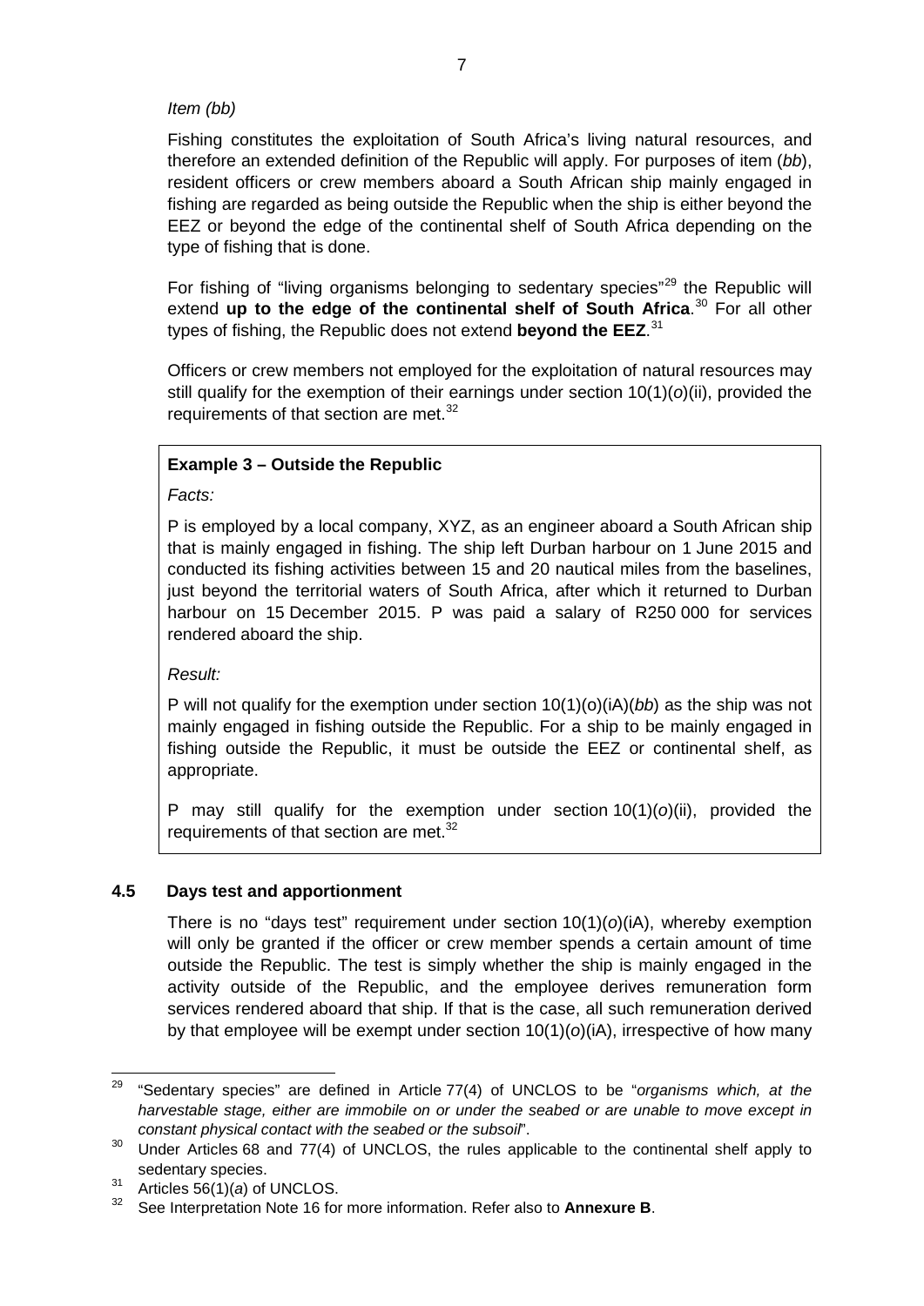*Item (bb)*

Fishing constitutes the exploitation of South Africa's living natural resources, and therefore an extended definition of the Republic will apply. For purposes of item (*bb*), resident officers or crew members aboard a South African ship mainly engaged in fishing are regarded as being outside the Republic when the ship is either beyond the EEZ or beyond the edge of the continental shelf of South Africa depending on the type of fishing that is done.

For fishing of "living organisms belonging to sedentary species"[29] the Republic will extend **up to the edge of the continental shelf of South Africa**.[30] For all other types of fishing, the Republic does not extend **beyond the EEZ**.[31]

Officers or crew members not employed for the exploitation of natural resources may still qualify for the exemption of their earnings under section 10(1)(*o*)(ii), provided the requirements of that section are met.[32]

> **Example 3 – Outside the Republic**
>
> *Facts:*
>
> P is employed by a local company, XYZ, as an engineer aboard a South African ship that is mainly engaged in fishing. The ship left Durban harbour on 1 June 2015 and conducted its fishing activities between 15 and 20 nautical miles from the baselines, just beyond the territorial waters of South Africa, after which it returned to Durban harbour on 15 December 2015. P was paid a salary of R250 000 for services rendered aboard the ship.
>
> *Result:*
>
> P will not qualify for the exemption under section 10(1)(o)(iA)(*bb*) as the ship was not mainly engaged in fishing outside the Republic. For a ship to be mainly engaged in fishing outside the Republic, it must be outside the EEZ or continental shelf, as appropriate.
>
> P may still qualify for the exemption under section 10(1)(*o*)(ii), provided the requirements of that section are met.[32]

### 4.5 Days test and apportionment

There is no "days test" requirement under section 10(1)(*o*)(iA), whereby exemption will only be granted if the officer or crew member spends a certain amount of time outside the Republic. The test is simply whether the ship is mainly engaged in the activity outside of the Republic, and the employee derives remuneration form services rendered aboard that ship. If that is the case, all such remuneration derived by that employee will be exempt under section 10(1)(*o*)(iA), irrespective of how many

---

[29] "Sedentary species" are defined in Article 77(4) of UNCLOS to be "*organisms which, at the harvestable stage, either are immobile on or under the seabed or are unable to move except in constant physical contact with the seabed or the subsoil*".

[30] Under Articles 68 and 77(4) of UNCLOS, the rules applicable to the continental shelf apply to sedentary species.

[31] Articles 56(1)(*a*) of UNCLOS.

[32] See Interpretation Note 16 for more information. Refer also to **Annexure B**.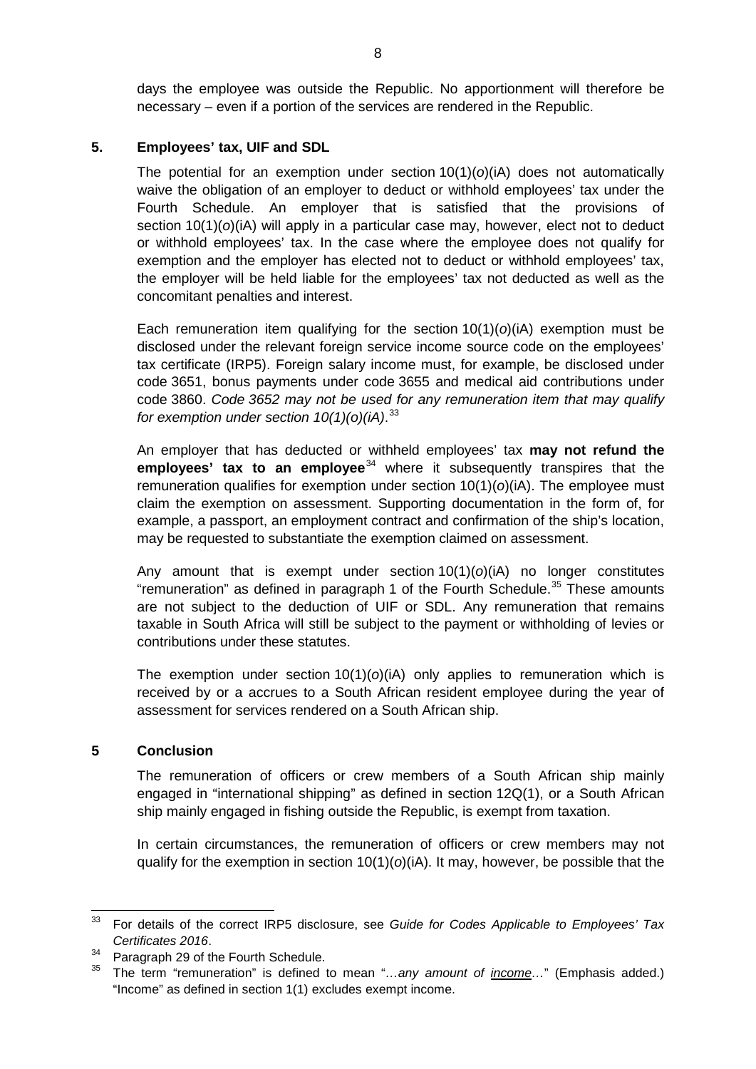days the employee was outside the Republic. No apportionment will therefore be necessary – even if a portion of the services are rendered in the Republic.

## 5. Employees' tax, UIF and SDL

The potential for an exemption under section 10(1)(*o*)(iA) does not automatically waive the obligation of an employer to deduct or withhold employees' tax under the Fourth Schedule. An employer that is satisfied that the provisions of section 10(1)(*o*)(iA) will apply in a particular case may, however, elect not to deduct or withhold employees' tax. In the case where the employee does not qualify for exemption and the employer has elected not to deduct or withhold employees' tax, the employer will be held liable for the employees' tax not deducted as well as the concomitant penalties and interest.

Each remuneration item qualifying for the section 10(1)(*o*)(iA) exemption must be disclosed under the relevant foreign service income source code on the employees' tax certificate (IRP5). Foreign salary income must, for example, be disclosed under code 3651, bonus payments under code 3655 and medical aid contributions under code 3860. *Code 3652 may not be used for any remuneration item that may qualify for exemption under section 10(1)(o)(iA).*[33]

An employer that has deducted or withheld employees' tax **may not refund the employees' tax to an employee**[34] where it subsequently transpires that the remuneration qualifies for exemption under section 10(1)(*o*)(iA). The employee must claim the exemption on assessment. Supporting documentation in the form of, for example, a passport, an employment contract and confirmation of the ship's location, may be requested to substantiate the exemption claimed on assessment.

Any amount that is exempt under section 10(1)(*o*)(iA) no longer constitutes "remuneration" as defined in paragraph 1 of the Fourth Schedule.[35] These amounts are not subject to the deduction of UIF or SDL. Any remuneration that remains taxable in South Africa will still be subject to the payment or withholding of levies or contributions under these statutes.

The exemption under section 10(1)(*o*)(iA) only applies to remuneration which is received by or a accrues to a South African resident employee during the year of assessment for services rendered on a South African ship.

## 5 Conclusion

The remuneration of officers or crew members of a South African ship mainly engaged in "international shipping" as defined in section 12Q(1), or a South African ship mainly engaged in fishing outside the Republic, is exempt from taxation.

In certain circumstances, the remuneration of officers or crew members may not qualify for the exemption in section 10(1)(*o*)(iA). It may, however, be possible that the

---

[33] For details of the correct IRP5 disclosure, see *Guide for Codes Applicable to Employees' Tax Certificates 2016*.

[34] Paragraph 29 of the Fourth Schedule.

[35] The term "remuneration" is defined to mean "*…any amount of income…*" (Emphasis added.) "Income" as defined in section 1(1) excludes exempt income.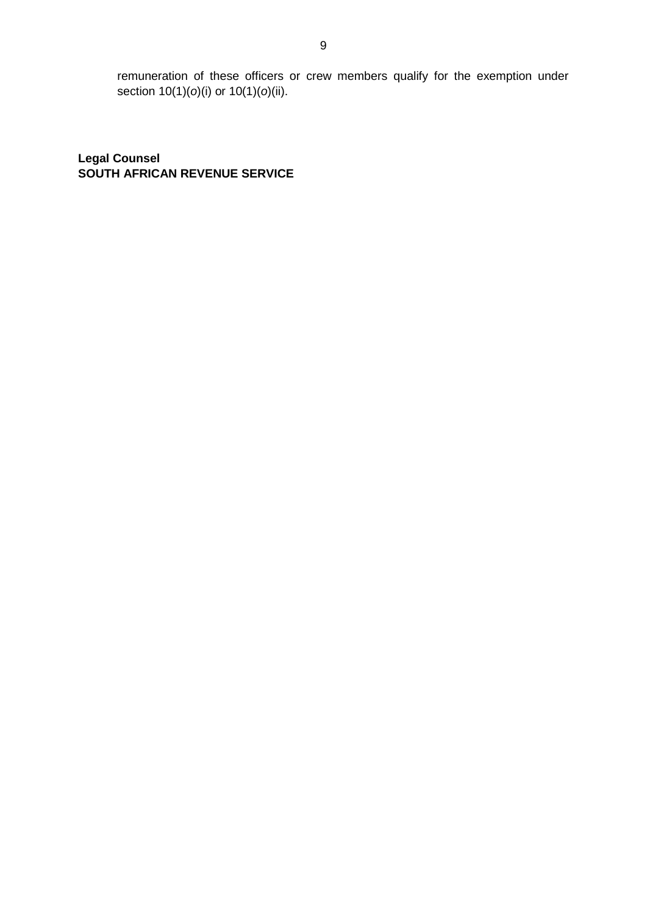remuneration of these officers or crew members qualify for the exemption under section 10(1)(*o*)(i) or 10(1)(*o*)(ii).

**Legal Counsel**
**SOUTH AFRICAN REVENUE SERVICE**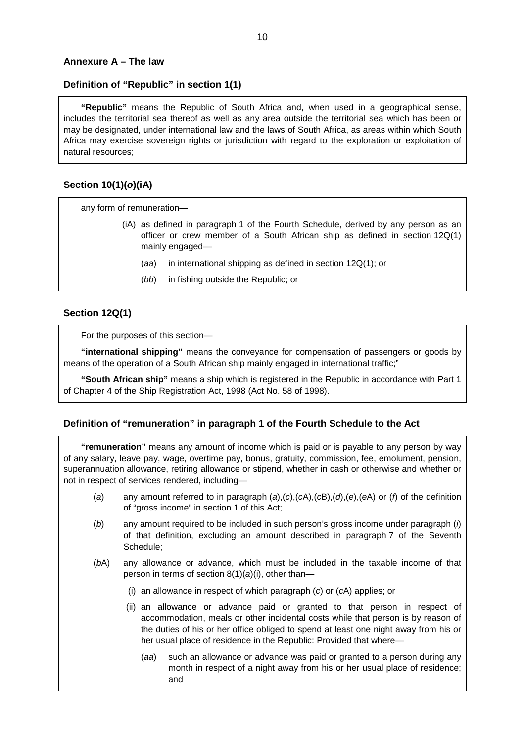## Annexure A – The law

### Definition of "Republic" in section 1(1)

**"Republic"** means the Republic of South Africa and, when used in a geographical sense, includes the territorial sea thereof as well as any area outside the territorial sea which has been or may be designated, under international law and the laws of South Africa, as areas within which South Africa may exercise sovereign rights or jurisdiction with regard to the exploration or exploitation of natural resources;

### Section 10(1)(*o*)(iA)

any form of remuneration—

- (iA) as defined in paragraph 1 of the Fourth Schedule, derived by any person as an officer or crew member of a South African ship as defined in section 12Q(1) mainly engaged—
  - (*aa*) in international shipping as defined in section 12Q(1); or
  - (*bb*) in fishing outside the Republic; or

### Section 12Q(1)

For the purposes of this section—

**"international shipping"** means the conveyance for compensation of passengers or goods by means of the operation of a South African ship mainly engaged in international traffic;"

**"South African ship"** means a ship which is registered in the Republic in accordance with Part 1 of Chapter 4 of the Ship Registration Act, 1998 (Act No. 58 of 1998).

### Definition of "remuneration" in paragraph 1 of the Fourth Schedule to the Act

**"remuneration"** means any amount of income which is paid or is payable to any person by way of any salary, leave pay, wage, overtime pay, bonus, gratuity, commission, fee, emolument, pension, superannuation allowance, retiring allowance or stipend, whether in cash or otherwise and whether or not in respect of services rendered, including—

- (*a*) any amount referred to in paragraph (*a*),(*c*),(*c*A),(*c*B),(*d*),(*e*),(*e*A) or (*f*) of the definition of "gross income" in section 1 of this Act;
- (*b*) any amount required to be included in such person's gross income under paragraph (*i*) of that definition, excluding an amount described in paragraph 7 of the Seventh Schedule;
- (*b*A) any allowance or advance, which must be included in the taxable income of that person in terms of section 8(1)(*a*)(i), other than—
  - (i) an allowance in respect of which paragraph (*c*) or (*c*A) applies; or
  - (ii) an allowance or advance paid or granted to that person in respect of accommodation, meals or other incidental costs while that person is by reason of the duties of his or her office obliged to spend at least one night away from his or her usual place of residence in the Republic: Provided that where—
    - (*aa*) such an allowance or advance was paid or granted to a person during any month in respect of a night away from his or her usual place of residence; and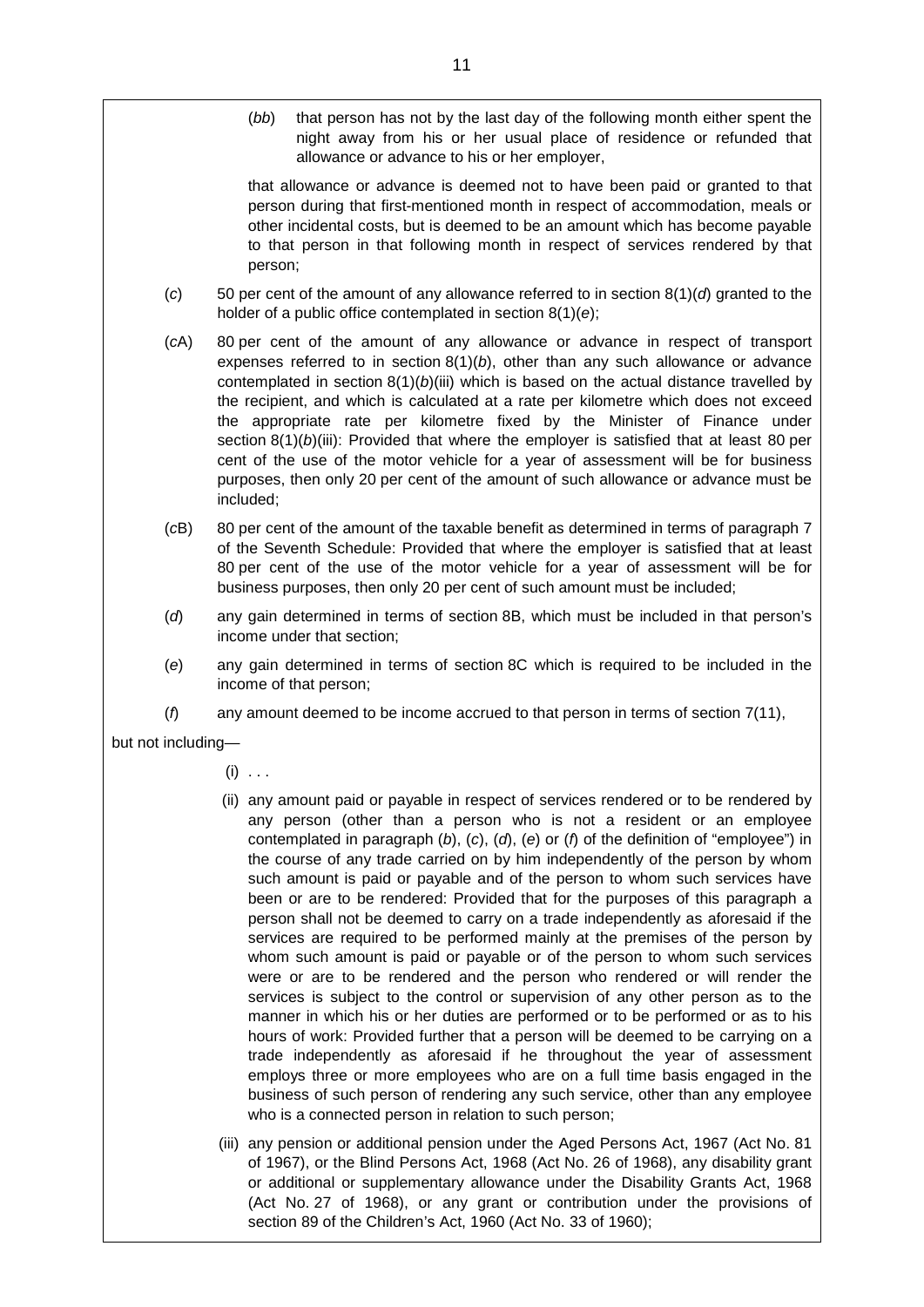(*bb*) that person has not by the last day of the following month either spent the night away from his or her usual place of residence or refunded that allowance or advance to his or her employer,

that allowance or advance is deemed not to have been paid or granted to that person during that first-mentioned month in respect of accommodation, meals or other incidental costs, but is deemed to be an amount which has become payable to that person in that following month in respect of services rendered by that person;

(*c*) 50 per cent of the amount of any allowance referred to in section 8(1)(*d*) granted to the holder of a public office contemplated in section 8(1)(*e*);

(*c*A) 80 per cent of the amount of any allowance or advance in respect of transport expenses referred to in section 8(1)(*b*), other than any such allowance or advance contemplated in section 8(1)(*b*)(iii) which is based on the actual distance travelled by the recipient, and which is calculated at a rate per kilometre which does not exceed the appropriate rate per kilometre fixed by the Minister of Finance under section 8(1)(*b*)(iii): Provided that where the employer is satisfied that at least 80 per cent of the use of the motor vehicle for a year of assessment will be for business purposes, then only 20 per cent of the amount of such allowance or advance must be included;

(*c*B) 80 per cent of the amount of the taxable benefit as determined in terms of paragraph 7 of the Seventh Schedule: Provided that where the employer is satisfied that at least 80 per cent of the use of the motor vehicle for a year of assessment will be for business purposes, then only 20 per cent of such amount must be included;

(*d*) any gain determined in terms of section 8B, which must be included in that person's income under that section;

(*e*) any gain determined in terms of section 8C which is required to be included in the income of that person;

(*f*) any amount deemed to be income accrued to that person in terms of section 7(11),

but not including—

(i) . . .

(ii) any amount paid or payable in respect of services rendered or to be rendered by any person (other than a person who is not a resident or an employee contemplated in paragraph (*b*), (*c*), (*d*), (*e*) or (*f*) of the definition of "employee") in the course of any trade carried on by him independently of the person by whom such amount is paid or payable and of the person to whom such services have been or are to be rendered: Provided that for the purposes of this paragraph a person shall not be deemed to carry on a trade independently as aforesaid if the services are required to be performed mainly at the premises of the person by whom such amount is paid or payable or of the person to whom such services were or are to be rendered and the person who rendered or will render the services is subject to the control or supervision of any other person as to the manner in which his or her duties are performed or to be performed or as to his hours of work: Provided further that a person will be deemed to be carrying on a trade independently as aforesaid if he throughout the year of assessment employs three or more employees who are on a full time basis engaged in the business of such person of rendering any such service, other than any employee who is a connected person in relation to such person;

(iii) any pension or additional pension under the Aged Persons Act, 1967 (Act No. 81 of 1967), or the Blind Persons Act, 1968 (Act No. 26 of 1968), any disability grant or additional or supplementary allowance under the Disability Grants Act, 1968 (Act No. 27 of 1968), or any grant or contribution under the provisions of section 89 of the Children's Act, 1960 (Act No. 33 of 1960);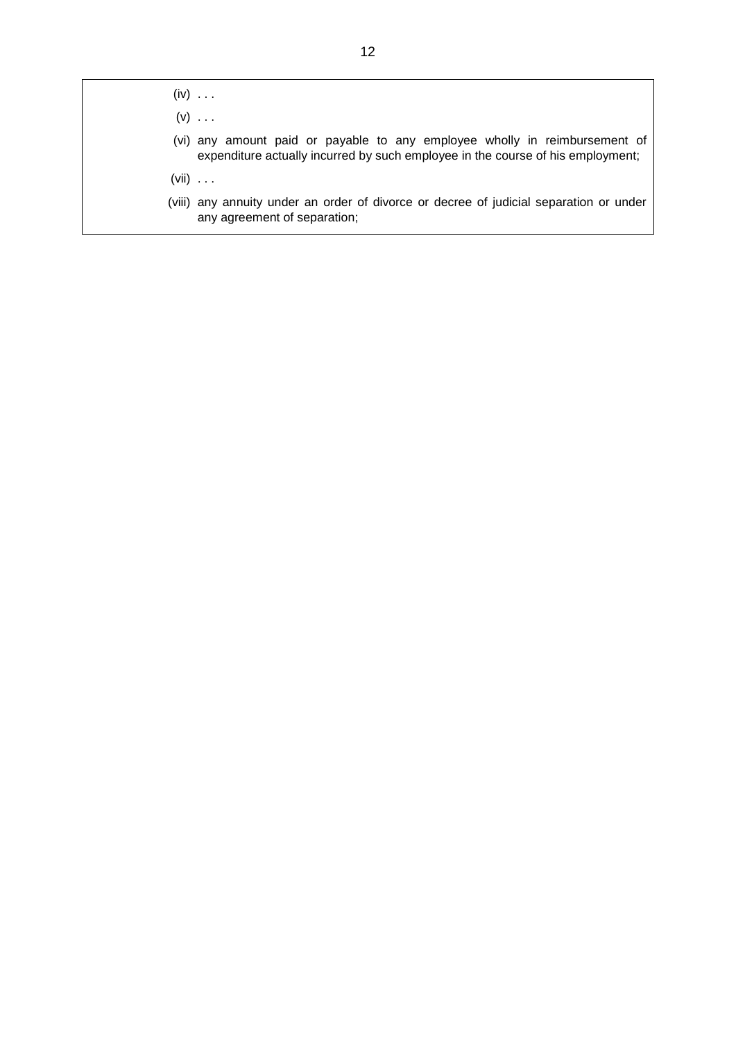(iv) . . .

(v) . . .

(vi) any amount paid or payable to any employee wholly in reimbursement of expenditure actually incurred by such employee in the course of his employment;

(vii) . . .

(viii) any annuity under an order of divorce or decree of judicial separation or under any agreement of separation;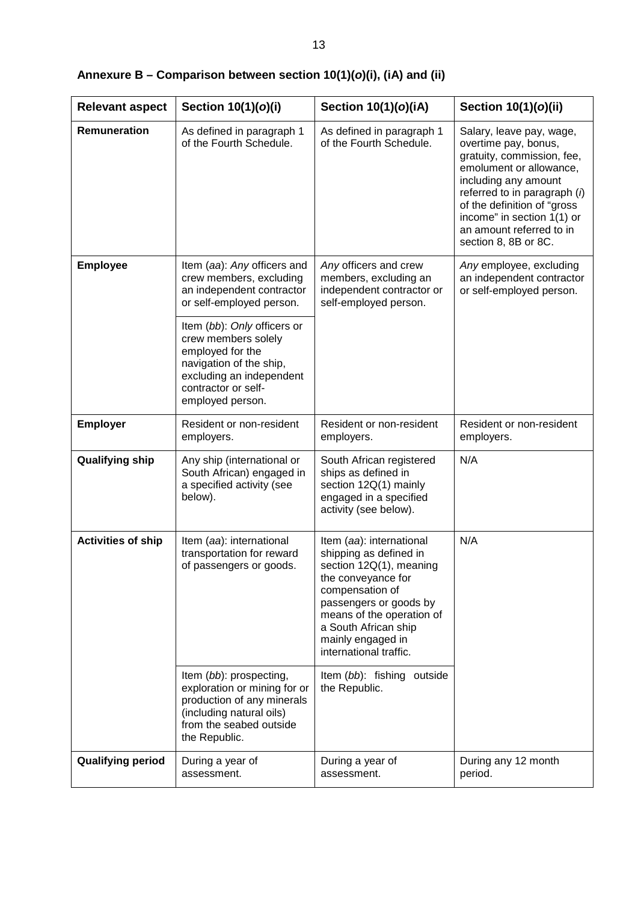## Annexure B – Comparison between section 10(1)(*o*)(i), (iA) and (ii)

| Relevant aspect | Section 10(1)(*o*)(i) | Section 10(1)(*o*)(iA) | Section 10(1)(*o*)(ii) |
|---|---|---|---|
| **Remuneration** | As defined in paragraph 1 of the Fourth Schedule. | As defined in paragraph 1 of the Fourth Schedule. | Salary, leave pay, wage, overtime pay, bonus, gratuity, commission, fee, emolument or allowance, including any amount referred to in paragraph (*i*) of the definition of "gross income" in section 1(1) or an amount referred to in section 8, 8B or 8C. |
| **Employee** | Item (*aa*): *Any* officers and crew members, excluding an independent contractor or self-employed person. | *Any* officers and crew members, excluding an independent contractor or self-employed person. | *Any* employee, excluding an independent contractor or self-employed person. |
| | Item (*bb*): *Only* officers or crew members solely employed for the navigation of the ship, excluding an independent contractor or self-employed person. | | |
| **Employer** | Resident or non-resident employers. | Resident or non-resident employers. | Resident or non-resident employers. |
| **Qualifying ship** | Any ship (international or South African) engaged in a specified activity (see below). | South African registered ships as defined in section 12Q(1) mainly engaged in a specified activity (see below). | N/A |
| **Activities of ship** | Item (*aa*): international transportation for reward of passengers or goods. | Item (*aa*): international shipping as defined in section 12Q(1), meaning the conveyance for compensation of passengers or goods by means of the operation of a South African ship mainly engaged in international traffic. | N/A |
| | Item (*bb*): prospecting, exploration or mining for or production of any minerals (including natural oils) from the seabed outside the Republic. | Item (*bb*): fishing outside the Republic. | |
| **Qualifying period** | During a year of assessment. | During a year of assessment. | During any 12 month period. |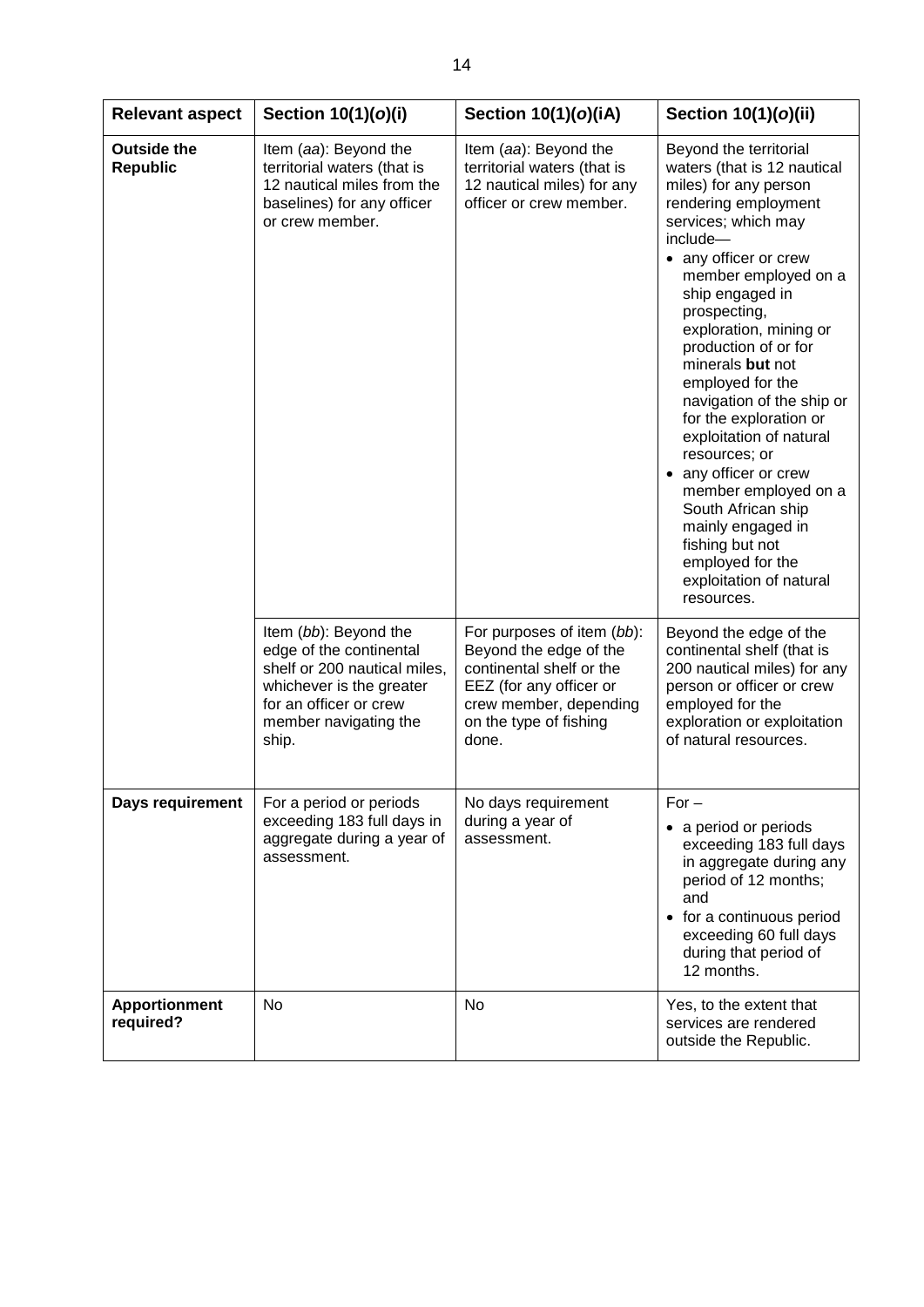| Relevant aspect | Section 10(1)(*o*)(i) | Section 10(1)(*o*)(iA) | Section 10(1)(*o*)(ii) |
|---|---|---|---|
| **Outside the Republic** | Item (*aa*): Beyond the territorial waters (that is 12 nautical miles from the baselines) for any officer or crew member. | Item (*aa*): Beyond the territorial waters (that is 12 nautical miles) for any officer or crew member. | Beyond the territorial waters (that is 12 nautical miles) for any person rendering employment services; which may include— <br>• any officer or crew member employed on a ship engaged in prospecting, exploration, mining or production of or for minerals **but** not employed for the navigation of the ship or for the exploration or exploitation of natural resources; or <br>• any officer or crew member employed on a South African ship mainly engaged in fishing but not employed for the exploitation of natural resources. |
| | Item (*bb*): Beyond the edge of the continental shelf or 200 nautical miles, whichever is the greater for an officer or crew member navigating the ship. | For purposes of item (*bb*): Beyond the edge of the continental shelf or the EEZ (for any officer or crew member, depending on the type of fishing done. | Beyond the edge of the continental shelf (that is 200 nautical miles) for any person or officer or crew employed for the exploration or exploitation of natural resources. |
| **Days requirement** | For a period or periods exceeding 183 full days in aggregate during a year of assessment. | No days requirement during a year of assessment. | For – <br>• a period or periods exceeding 183 full days in aggregate during any period of 12 months; and <br>• for a continuous period exceeding 60 full days during that period of 12 months. |
| **Apportionment required?** | No | No | Yes, to the extent that services are rendered outside the Republic. |